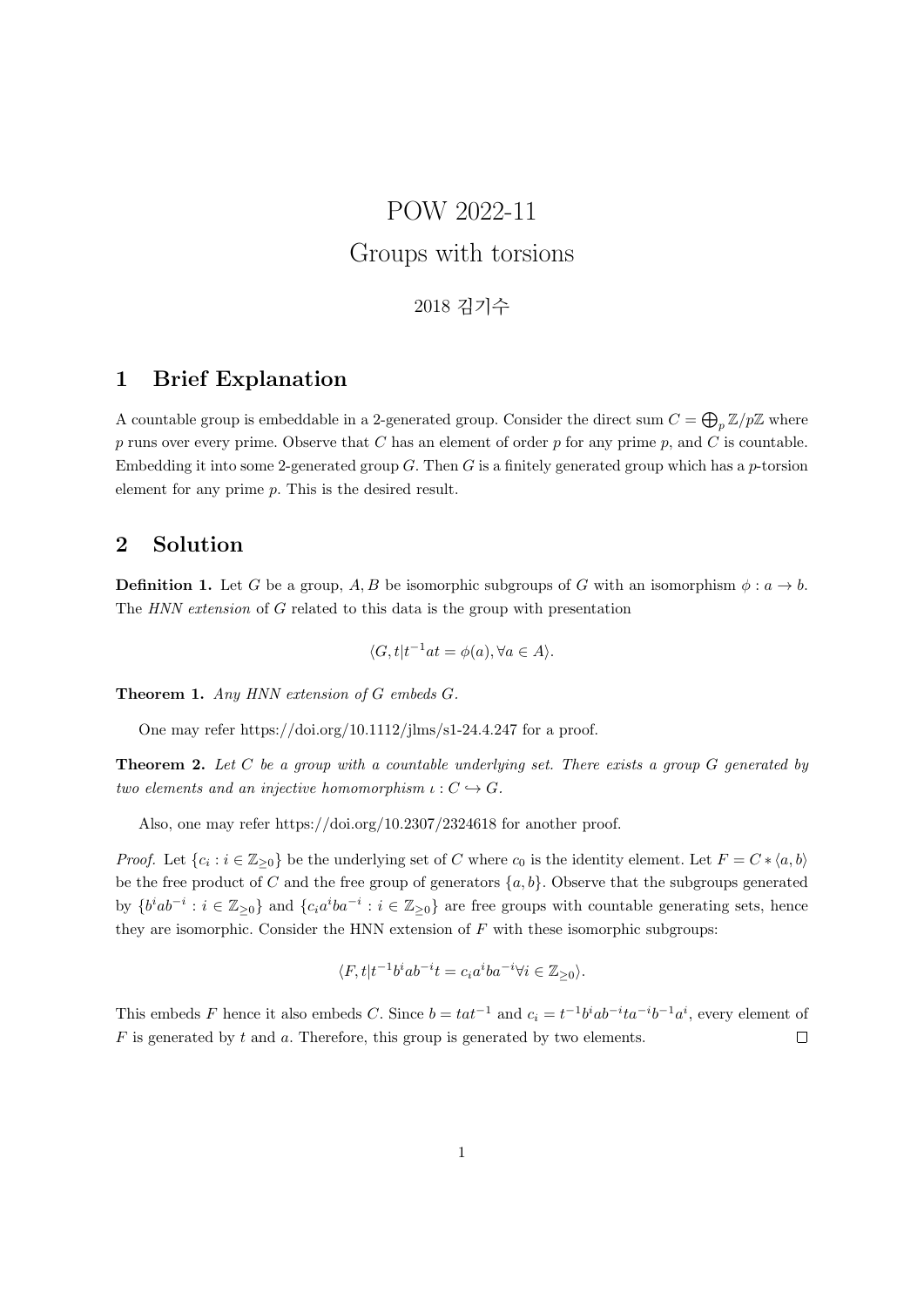# POW 2022-11

## Groups with torsions

2018 김기수

## 1 Brief Explanation

A countable group is embeddable in a 2-generated group. Consider the direct sum $C = \bigoplus_p \mathbb{Z}/p\mathbb{Z}$ where $p$ runs over every prime. Observe that $C$ has an element of order $p$ for any prime $p$, and $C$ is countable. Embedding it into some 2-generated group $G$. Then $G$ is a finitely generated group which has a $p$-torsion element for any prime $p$. This is the desired result.

## 2 Solution

**Definition 1.** Let $G$ be a group, $A, B$ be isomorphic subgroups of $G$ with an isomorphism $\phi : a \to b$. The *HNN extension* of $G$ related to this data is the group with presentation

$$\langle G, t | t^{-1}at = \phi(a), \forall a \in A \rangle.$$

**Theorem 1.** *Any HNN extension of $G$ embeds $G$.*

One may refer https://doi.org/10.1112/jlms/s1-24.4.247 for a proof.

**Theorem 2.** *Let $C$ be a group with a countable underlying set. There exists a group $G$ generated by two elements and an injective homomorphism $\iota : C \hookrightarrow G$.*

Also, one may refer https://doi.org/10.2307/2324618 for another proof.

*Proof.* Let $\{c_i : i \in \mathbb{Z}_{\geq 0}\}$ be the underlying set of $C$ where $c_0$ is the identity element. Let $F = C * \langle a, b \rangle$ be the free product of $C$ and the free group of generators $\{a, b\}$. Observe that the subgroups generated by $\{b^i a b^{-i} : i \in \mathbb{Z}_{\geq 0}\}$ and $\{c_i a^i b a^{-i} : i \in \mathbb{Z}_{\geq 0}\}$ are free groups with countable generating sets, hence they are isomorphic. Consider the HNN extension of $F$ with these isomorphic subgroups:

$$\langle F, t | t^{-1} b^i a b^{-i} t = c_i a^i b a^{-i} \forall i \in \mathbb{Z}_{\geq 0} \rangle.$$

This embeds $F$ hence it also embeds $C$. Since $b = tat^{-1}$ and $c_i = t^{-1} b^i a b^{-i} t a^{-i} b^{-1} a^i$, every element of $F$ is generated by $t$ and $a$. Therefore, this group is generated by two elements. $\square$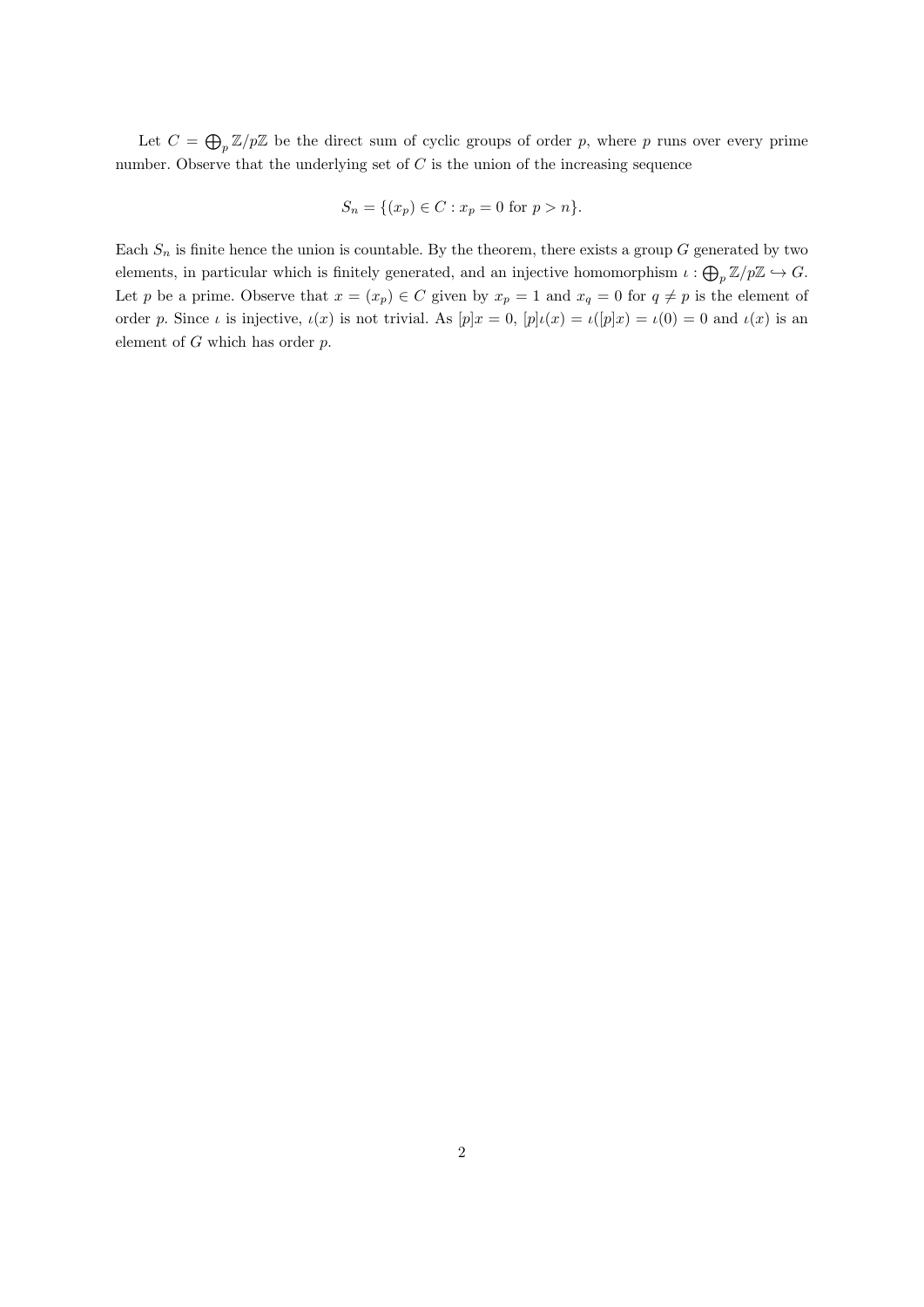Let $C = \bigoplus_p \mathbb{Z}/p\mathbb{Z}$ be the direct sum of cyclic groups of order $p$, where $p$ runs over every prime number. Observe that the underlying set of $C$ is the union of the increasing sequence

$$S_n = \{(x_p) \in C : x_p = 0 \text{ for } p > n\}.$$

Each $S_n$ is finite hence the union is countable. By the theorem, there exists a group $G$ generated by two elements, in particular which is finitely generated, and an injective homomorphism $\iota : \bigoplus_p \mathbb{Z}/p\mathbb{Z} \hookrightarrow G$. Let $p$ be a prime. Observe that $x = (x_p) \in C$ given by $x_p = 1$ and $x_q = 0$ for $q \neq p$ is the element of order $p$. Since $\iota$ is injective, $\iota(x)$ is not trivial. As $[p]x = 0$, $[p]\iota(x) = \iota([p]x) = \iota(0) = 0$ and $\iota(x)$ is an element of $G$ which has order $p$.